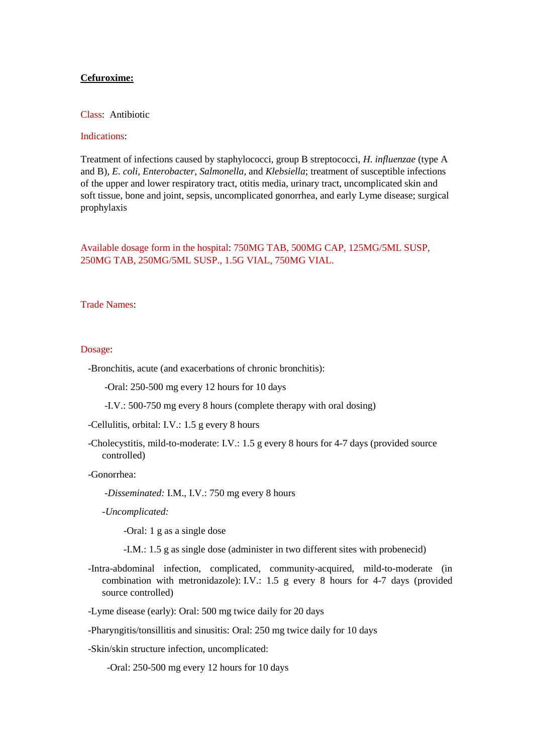**Cefuroxime:**

Class: Antibiotic

Indications:

Treatment of infections caused by staphylococci, group B streptococci, *H. influenzae* (type A and B), *E. coli*, *Enterobacter*, *Salmonella*, and *Klebsiella*; treatment of susceptible infections of the upper and lower respiratory tract, otitis media, urinary tract, uncomplicated skin and soft tissue, bone and joint, sepsis, uncomplicated gonorrhea, and early Lyme disease; surgical prophylaxis

Available dosage form in the hospital: 750MG TAB, 500MG CAP, 125MG/5ML SUSP, 250MG TAB, 250MG/5ML SUSP., 1.5G VIAL, 750MG VIAL.

Trade Names:

Dosage:

- -Bronchitis, acute (and exacerbations of chronic bronchitis):
  - -Oral: 250-500 mg every 12 hours for 10 days
  - -I.V.: 500-750 mg every 8 hours (complete therapy with oral dosing)
- -Cellulitis, orbital: I.V.: 1.5 g every 8 hours
- -Cholecystitis, mild-to-moderate: I.V.: 1.5 g every 8 hours for 4-7 days (provided source controlled)
- -Gonorrhea:
  - -*Disseminated:* I.M., I.V.: 750 mg every 8 hours
  - -*Uncomplicated:*
    - -Oral: 1 g as a single dose
    - -I.M.: 1.5 g as single dose (administer in two different sites with probenecid)
- -Intra-abdominal infection, complicated, community-acquired, mild-to-moderate (in combination with metronidazole): I.V.: 1.5 g every 8 hours for 4-7 days (provided source controlled)
- -Lyme disease (early): Oral: 500 mg twice daily for 20 days
- -Pharyngitis/tonsillitis and sinusitis: Oral: 250 mg twice daily for 10 days
- -Skin/skin structure infection, uncomplicated:
  - -Oral: 250-500 mg every 12 hours for 10 days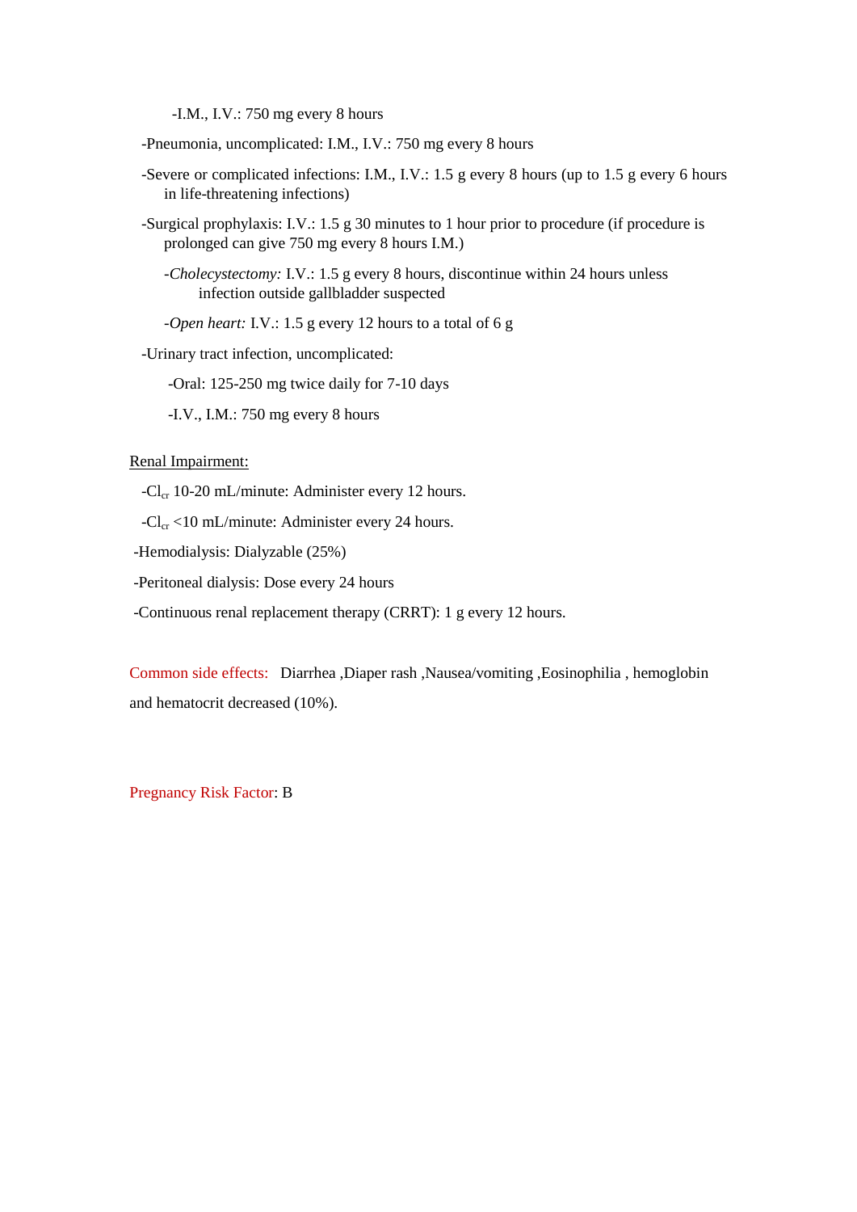- I.M., I.V.: 750 mg every 8 hours

- Pneumonia, uncomplicated: I.M., I.V.: 750 mg every 8 hours

- Severe or complicated infections: I.M., I.V.: 1.5 g every 8 hours (up to 1.5 g every 6 hours in life-threatening infections)

- Surgical prophylaxis: I.V.: 1.5 g 30 minutes to 1 hour prior to procedure (if procedure is prolonged can give 750 mg every 8 hours I.M.)

  - *Cholecystectomy:* I.V.: 1.5 g every 8 hours, discontinue within 24 hours unless infection outside gallbladder suspected

  - *Open heart:* I.V.: 1.5 g every 12 hours to a total of 6 g

- Urinary tract infection, uncomplicated:

  - Oral: 125-250 mg twice daily for 7-10 days

  - I.V., I.M.: 750 mg every 8 hours

<u>Renal Impairment:</u>

- $Cl_{cr}$ 10-20 mL/minute: Administer every 12 hours.

- $Cl_{cr}$ <10 mL/minute: Administer every 24 hours.

- Hemodialysis: Dialyzable (25%)

- Peritoneal dialysis: Dose every 24 hours

- Continuous renal replacement therapy (CRRT): 1 g every 12 hours.

**Common side effects:** Diarrhea ,Diaper rash ,Nausea/vomiting ,Eosinophilia , hemoglobin and hematocrit decreased (10%).

**Pregnancy Risk Factor**: B